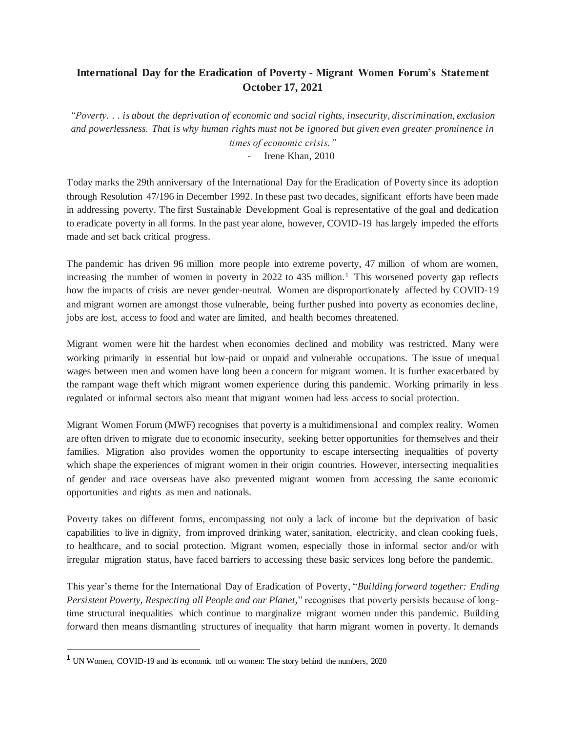# International Day for the Eradication of Poverty - Migrant Women Forum's Statement October 17, 2021

*"Poverty. . . is about the deprivation of economic and social rights, insecurity, discrimination, exclusion and powerlessness. That is why human rights must not be ignored but given even greater prominence in times of economic crisis."*

- Irene Khan, 2010

Today marks the 29th anniversary of the International Day for the Eradication of Poverty since its adoption through Resolution 47/196 in December 1992. In these past two decades, significant efforts have been made in addressing poverty. The first Sustainable Development Goal is representative of the goal and dedication to eradicate poverty in all forms. In the past year alone, however, COVID-19 has largely impeded the efforts made and set back critical progress.

The pandemic has driven 96 million more people into extreme poverty, 47 million of whom are women, increasing the number of women in poverty in 2022 to 435 million.[1] This worsened poverty gap reflects how the impacts of crisis are never gender-neutral. Women are disproportionately affected by COVID-19 and migrant women are amongst those vulnerable, being further pushed into poverty as economies decline, jobs are lost, access to food and water are limited, and health becomes threatened.

Migrant women were hit the hardest when economies declined and mobility was restricted. Many were working primarily in essential but low-paid or unpaid and vulnerable occupations. The issue of unequal wages between men and women have long been a concern for migrant women. It is further exacerbated by the rampant wage theft which migrant women experience during this pandemic. Working primarily in less regulated or informal sectors also meant that migrant women had less access to social protection.

Migrant Women Forum (MWF) recognises that poverty is a multidimensional and complex reality. Women are often driven to migrate due to economic insecurity, seeking better opportunities for themselves and their families. Migration also provides women the opportunity to escape intersecting inequalities of poverty which shape the experiences of migrant women in their origin countries. However, intersecting inequalities of gender and race overseas have also prevented migrant women from accessing the same economic opportunities and rights as men and nationals.

Poverty takes on different forms, encompassing not only a lack of income but the deprivation of basic capabilities to live in dignity, from improved drinking water, sanitation, electricity, and clean cooking fuels, to healthcare, and to social protection. Migrant women, especially those in informal sector and/or with irregular migration status, have faced barriers to accessing these basic services long before the pandemic.

This year's theme for the International Day of Eradication of Poverty, "*Building forward together: Ending Persistent Poverty, Respecting all People and our Planet,*" recognises that poverty persists because of long-time structural inequalities which continue to marginalize migrant women under this pandemic. Building forward then means dismantling structures of inequality that harm migrant women in poverty. It demands

[1] UN Women, COVID-19 and its economic toll on women: The story behind the numbers, 2020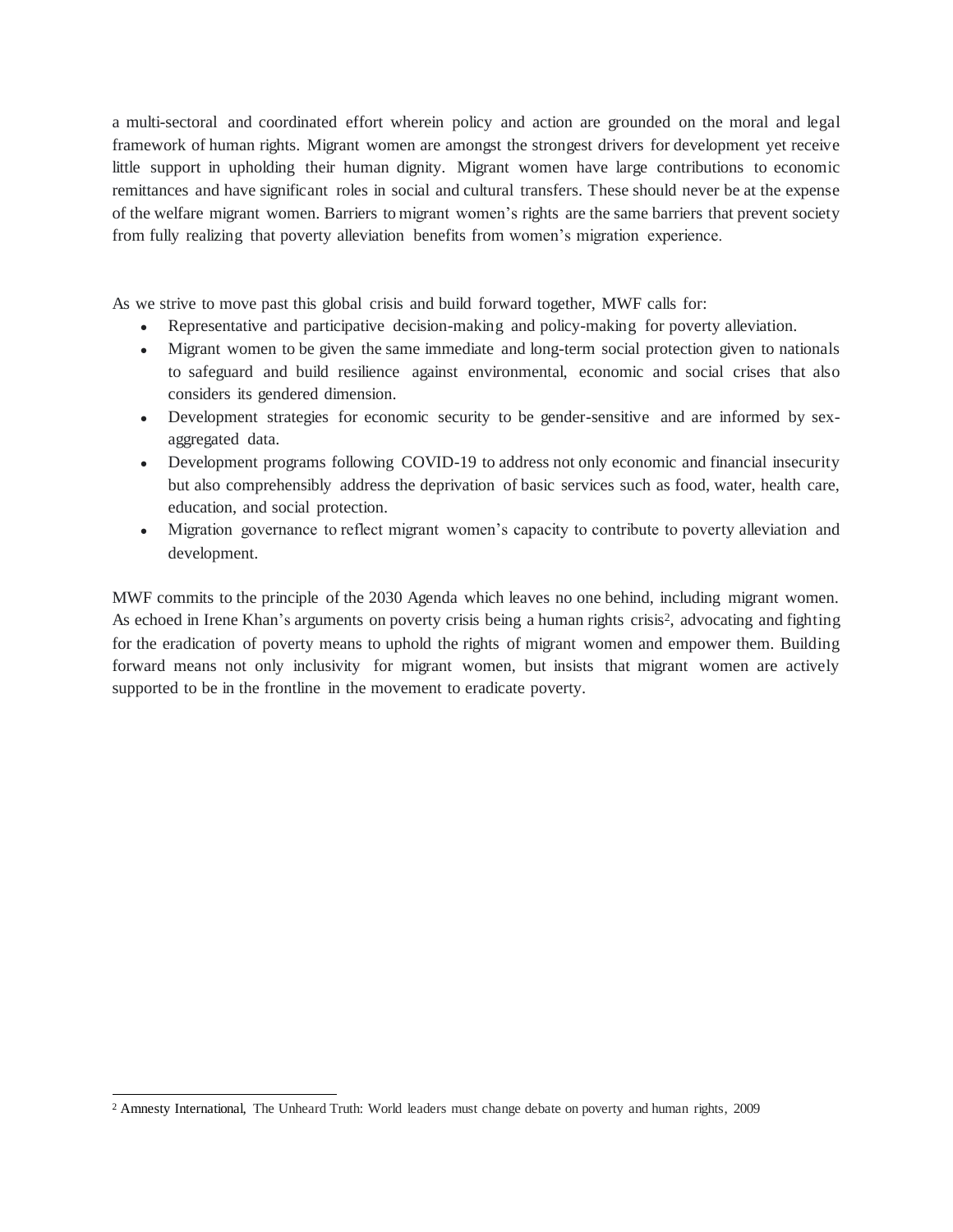a multi-sectoral and coordinated effort wherein policy and action are grounded on the moral and legal framework of human rights. Migrant women are amongst the strongest drivers for development yet receive little support in upholding their human dignity. Migrant women have large contributions to economic remittances and have significant roles in social and cultural transfers. These should never be at the expense of the welfare migrant women. Barriers to migrant women's rights are the same barriers that prevent society from fully realizing that poverty alleviation benefits from women's migration experience.

As we strive to move past this global crisis and build forward together, MWF calls for:

- Representative and participative decision-making and policy-making for poverty alleviation.
- Migrant women to be given the same immediate and long-term social protection given to nationals to safeguard and build resilience against environmental, economic and social crises that also considers its gendered dimension.
- Development strategies for economic security to be gender-sensitive and are informed by sex-aggregated data.
- Development programs following COVID-19 to address not only economic and financial insecurity but also comprehensibly address the deprivation of basic services such as food, water, health care, education, and social protection.
- Migration governance to reflect migrant women's capacity to contribute to poverty alleviation and development.

MWF commits to the principle of the 2030 Agenda which leaves no one behind, including migrant women. As echoed in Irene Khan's arguments on poverty crisis being a human rights crisis[2], advocating and fighting for the eradication of poverty means to uphold the rights of migrant women and empower them. Building forward means not only inclusivity for migrant women, but insists that migrant women are actively supported to be in the frontline in the movement to eradicate poverty.

[2] Amnesty International, The Unheard Truth: World leaders must change debate on poverty and human rights, 2009